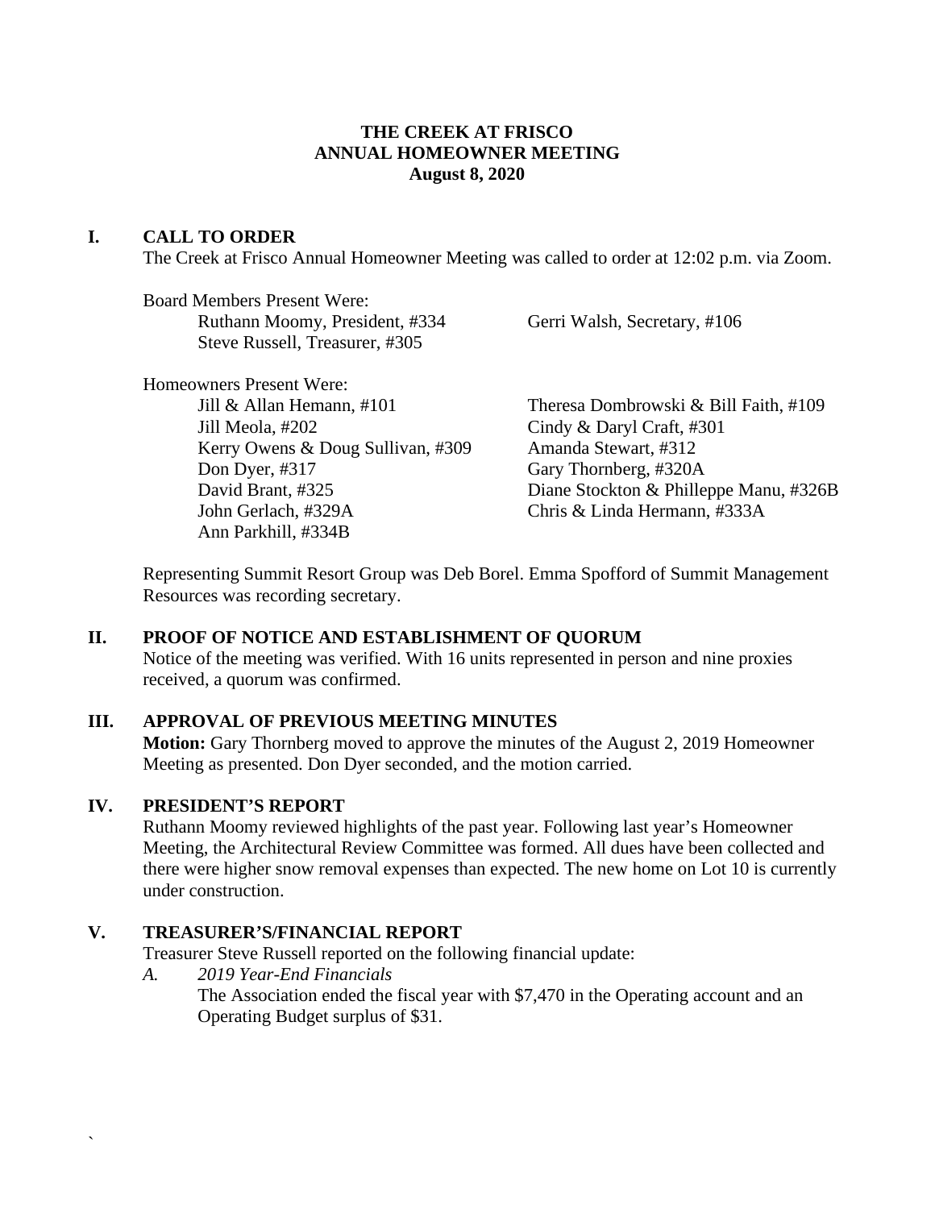# THE CREEK AT FRISCO
# ANNUAL HOMEOWNER MEETING
# August 8, 2020

## I. CALL TO ORDER

The Creek at Frisco Annual Homeowner Meeting was called to order at 12:02 p.m. via Zoom.

Board Members Present Were:

- Ruthann Moomy, President, #334
- Gerri Walsh, Secretary, #106
- Steve Russell, Treasurer, #305

Homeowners Present Were:

- Jill & Allan Hemann, #101
- Theresa Dombrowski & Bill Faith, #109
- Jill Meola, #202
- Cindy & Daryl Craft, #301
- Kerry Owens & Doug Sullivan, #309
- Amanda Stewart, #312
- Don Dyer, #317
- Gary Thornberg, #320A
- David Brant, #325
- Diane Stockton & Philleppe Manu, #326B
- John Gerlach, #329A
- Chris & Linda Hermann, #333A
- Ann Parkhill, #334B

Representing Summit Resort Group was Deb Borel. Emma Spofford of Summit Management Resources was recording secretary.

## II. PROOF OF NOTICE AND ESTABLISHMENT OF QUORUM

Notice of the meeting was verified. With 16 units represented in person and nine proxies received, a quorum was confirmed.

## III. APPROVAL OF PREVIOUS MEETING MINUTES

**Motion:** Gary Thornberg moved to approve the minutes of the August 2, 2019 Homeowner Meeting as presented. Don Dyer seconded, and the motion carried.

## IV. PRESIDENT'S REPORT

Ruthann Moomy reviewed highlights of the past year. Following last year's Homeowner Meeting, the Architectural Review Committee was formed. All dues have been collected and there were higher snow removal expenses than expected. The new home on Lot 10 is currently under construction.

## V. TREASURER'S/FINANCIAL REPORT

Treasurer Steve Russell reported on the following financial update:

A. *2019 Year-End Financials*

The Association ended the fiscal year with $7,470 in the Operating account and an Operating Budget surplus of $31.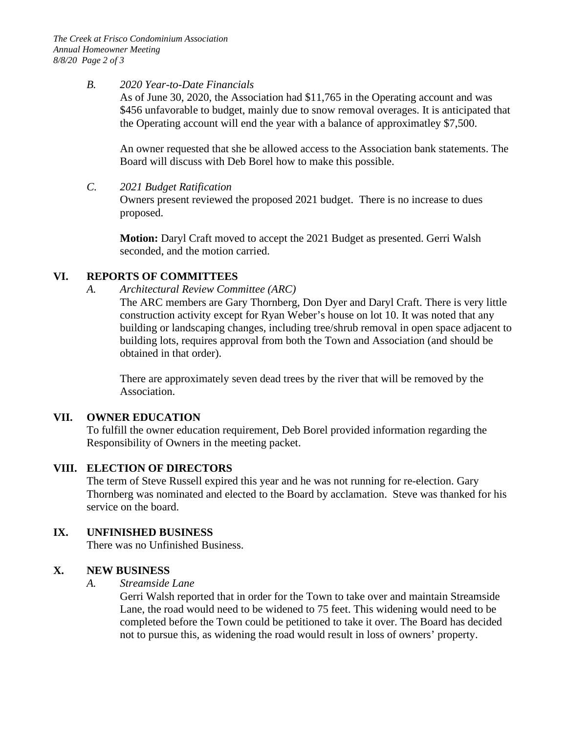*B. 2020 Year-to-Date Financials*

As of June 30, 2020, the Association had $11,765 in the Operating account and was $456 unfavorable to budget, mainly due to snow removal overages. It is anticipated that the Operating account will end the year with a balance of approximatley $7,500.

An owner requested that she be allowed access to the Association bank statements. The Board will discuss with Deb Borel how to make this possible.

*C. 2021 Budget Ratification*

Owners present reviewed the proposed 2021 budget. There is no increase to dues proposed.

**Motion:** Daryl Craft moved to accept the 2021 Budget as presented. Gerri Walsh seconded, and the motion carried.

## VI. REPORTS OF COMMITTEES

*A. Architectural Review Committee (ARC)*

The ARC members are Gary Thornberg, Don Dyer and Daryl Craft. There is very little construction activity except for Ryan Weber's house on lot 10. It was noted that any building or landscaping changes, including tree/shrub removal in open space adjacent to building lots, requires approval from both the Town and Association (and should be obtained in that order).

There are approximately seven dead trees by the river that will be removed by the Association.

## VII. OWNER EDUCATION

To fulfill the owner education requirement, Deb Borel provided information regarding the Responsibility of Owners in the meeting packet.

## VIII. ELECTION OF DIRECTORS

The term of Steve Russell expired this year and he was not running for re-election. Gary Thornberg was nominated and elected to the Board by acclamation. Steve was thanked for his service on the board.

## IX. UNFINISHED BUSINESS

There was no Unfinished Business.

## X. NEW BUSINESS

*A. Streamside Lane*

Gerri Walsh reported that in order for the Town to take over and maintain Streamside Lane, the road would need to be widened to 75 feet. This widening would need to be completed before the Town could be petitioned to take it over. The Board has decided not to pursue this, as widening the road would result in loss of owners' property.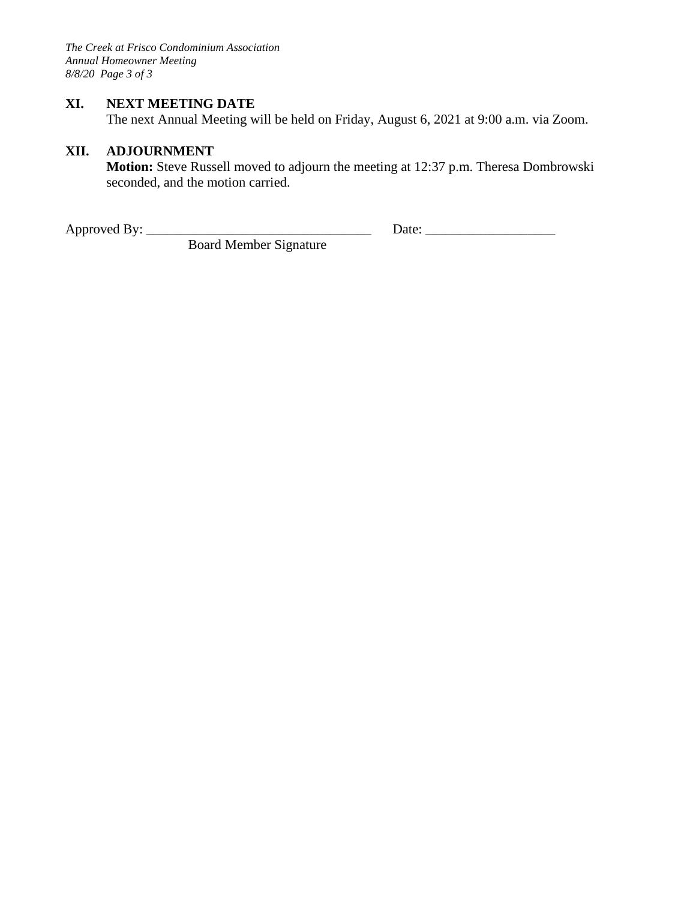## XI. NEXT MEETING DATE

The next Annual Meeting will be held on Friday, August 6, 2021 at 9:00 a.m. via Zoom.

## XII. ADJOURNMENT

**Motion:** Steve Russell moved to adjourn the meeting at 12:37 p.m. Theresa Dombrowski seconded, and the motion carried.

Approved By: _________________________________ Date: ___________________

Board Member Signature